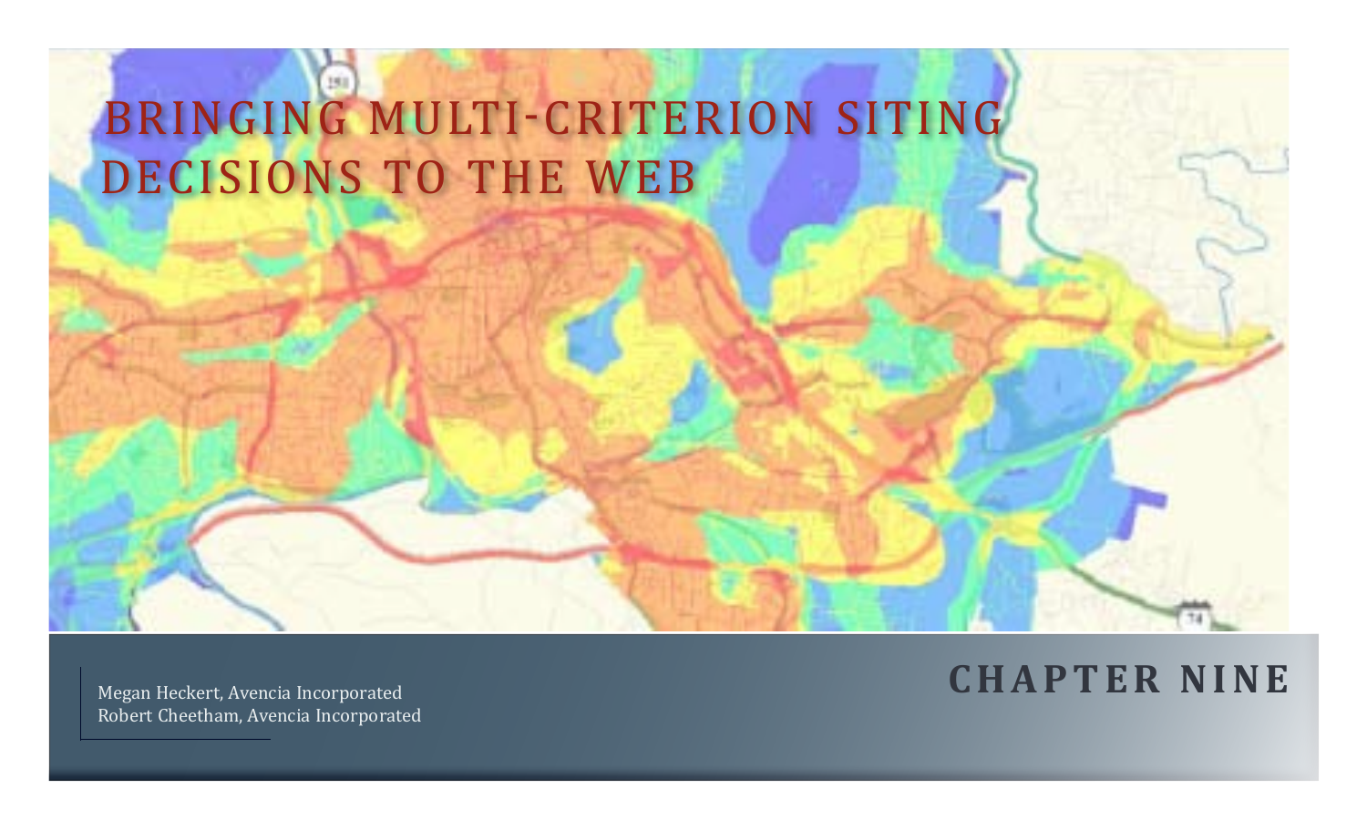# BRINGING MULTI-CRITERION SITING DECISIONS TO THE WEB

Megan Heckert, Avencia Incorporated
Robert Cheetham, Avencia Incorporated

## CHAPTER NINE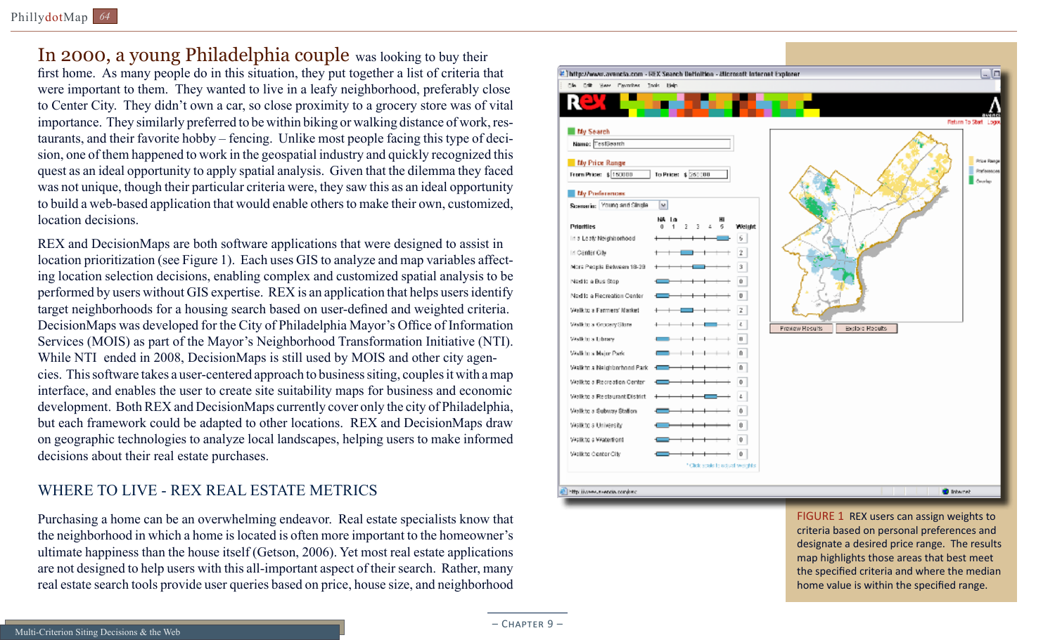In 2000, a young Philadelphia couple was looking to buy their first home. As many people do in this situation, they put together a list of criteria that were important to them. They wanted to live in a leafy neighborhood, preferably close to Center City. They didn't own a car, so close proximity to a grocery store was of vital importance. They similarly preferred to be within biking or walking distance of work, restaurants, and their favorite hobby – fencing. Unlike most people facing this type of decision, one of them happened to work in the geospatial industry and quickly recognized this quest as an ideal opportunity to apply spatial analysis. Given that the dilemma they faced was not unique, though their particular criteria were, they saw this as an ideal opportunity to build a web-based application that would enable others to make their own, customized, location decisions.

REX and DecisionMaps are both software applications that were designed to assist in location prioritization (see Figure 1). Each uses GIS to analyze and map variables affecting location selection decisions, enabling complex and customized spatial analysis to be performed by users without GIS expertise. REX is an application that helps users identify target neighborhoods for a housing search based on user-defined and weighted criteria. DecisionMaps was developed for the City of Philadelphia Mayor's Office of Information Services (MOIS) as part of the Mayor's Neighborhood Transformation Initiative (NTI). While NTI ended in 2008, DecisionMaps is still used by MOIS and other city agencies. This software takes a user-centered approach to business siting, couples it with a map interface, and enables the user to create site suitability maps for business and economic development. Both REX and DecisionMaps currently cover only the city of Philadelphia, but each framework could be adapted to other locations. REX and DecisionMaps draw on geographic technologies to analyze local landscapes, helping users to make informed decisions about their real estate purchases.

## WHERE TO LIVE - REX REAL ESTATE METRICS

Purchasing a home can be an overwhelming endeavor. Real estate specialists know that the neighborhood in which a home is located is often more important to the homeowner's ultimate happiness than the house itself (Getson, 2006). Yet most real estate applications are not designed to help users with this all-important aspect of their search. Rather, many real estate search tools provide user queries based on price, house size, and neighborhood

FIGURE 1 REX users can assign weights to criteria based on personal preferences and designate a desired price range. The results map highlights those areas that best meet the specified criteria and where the median home value is within the specified range.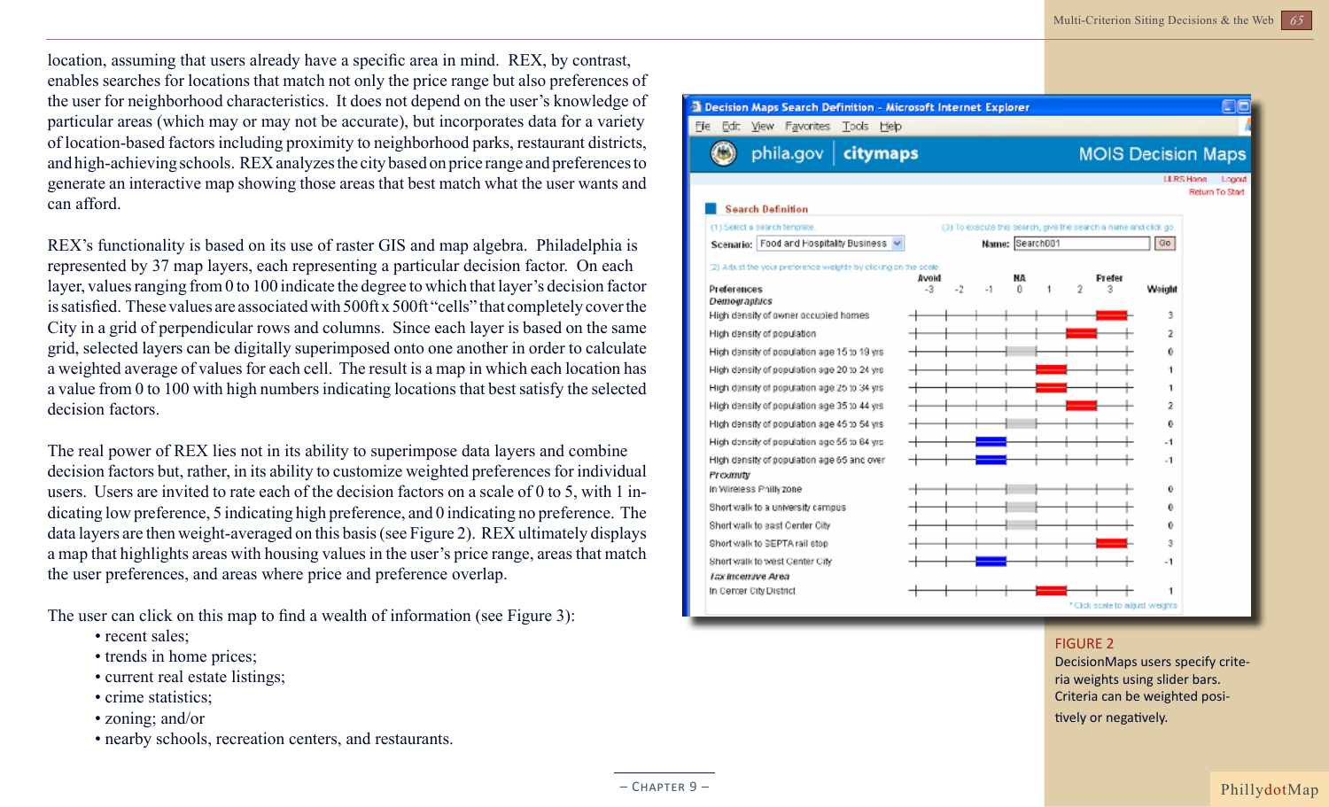location, assuming that users already have a specific area in mind. REX, by contrast, enables searches for locations that match not only the price range but also preferences of the user for neighborhood characteristics. It does not depend on the user's knowledge of particular areas (which may or may not be accurate), but incorporates data for a variety of location-based factors including proximity to neighborhood parks, restaurant districts, and high-achieving schools. REX analyzes the city based on price range and preferences to generate an interactive map showing those areas that best match what the user wants and can afford.

REX's functionality is based on its use of raster GIS and map algebra. Philadelphia is represented by 37 map layers, each representing a particular decision factor. On each layer, values ranging from 0 to 100 indicate the degree to which that layer's decision factor is satisfied. These values are associated with 500ft x 500ft "cells" that completely cover the City in a grid of perpendicular rows and columns. Since each layer is based on the same grid, selected layers can be digitally superimposed onto one another in order to calculate a weighted average of values for each cell. The result is a map in which each location has a value from 0 to 100 with high numbers indicating locations that best satisfy the selected decision factors.

The real power of REX lies not in its ability to superimpose data layers and combine decision factors but, rather, in its ability to customize weighted preferences for individual users. Users are invited to rate each of the decision factors on a scale of 0 to 5, with 1 indicating low preference, 5 indicating high preference, and 0 indicating no preference. The data layers are then weight-averaged on this basis (see Figure 2). REX ultimately displays a map that highlights areas with housing values in the user's price range, areas that match the user preferences, and areas where price and preference overlap.

The user can click on this map to find a wealth of information (see Figure 3):

- recent sales;
- trends in home prices;
- current real estate listings;
- crime statistics;
- zoning; and/or
- nearby schools, recreation centers, and restaurants.

FIGURE 2
DecisionMaps users specify criteria weights using slider bars. Criteria can be weighted positively or negatively.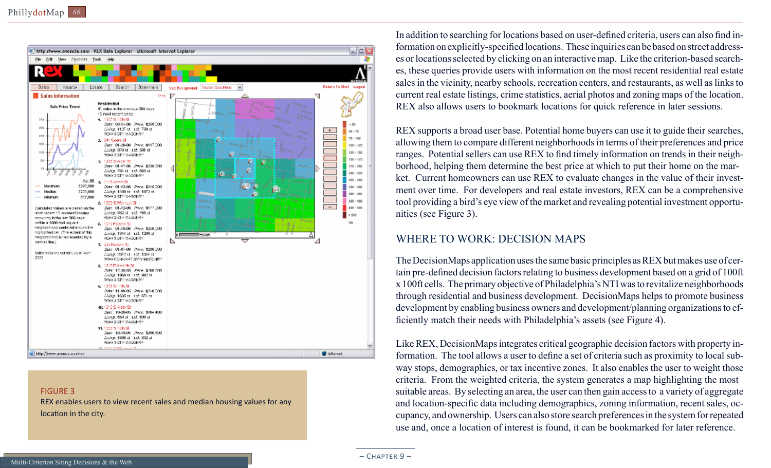In addition to searching for locations based on user-defined criteria, users can also find information on explicitly-specified locations. These inquiries can be based on street addresses or locations selected by clicking on an interactive map. Like the criterion-based searches, these queries provide users with information on the most recent residential real estate sales in the vicinity, nearby schools, recreation centers, and restaurants, as well as links to current real estate listings, crime statistics, aerial photos and zoning maps of the location. REX also allows users to bookmark locations for quick reference in later sessions.

REX supports a broad user base. Potential home buyers can use it to guide their searches, allowing them to compare different neighborhoods in terms of their preferences and price ranges. Potential sellers can use REX to find timely information on trends in their neighborhood, helping them determine the best price at which to put their home on the market. Current homeowners can use REX to evaluate changes in the value of their investment over time. For developers and real estate investors, REX can be a comprehensive tool providing a bird's eye view of the market and revealing potential investment opportunities (see Figure 3).

FIGURE 3
REX enables users to view recent sales and median housing values for any location in the city.

## WHERE TO WORK: DECISION MAPS

The DecisionMaps application uses the same basic principles as REX but makes use of certain pre-defined decision factors relating to business development based on a grid of 100ft x 100ft cells. The primary objective of Philadelphia's NTI was to revitalize neighborhoods through residential and business development. DecisionMaps helps to promote business development by enabling business owners and development/planning organizations to efficiently match their needs with Philadelphia's assets (see Figure 4).

Like REX, DecisionMaps integrates critical geographic decision factors with property information. The tool allows a user to define a set of criteria such as proximity to local subway stops, demographics, or tax incentive zones. It also enables the user to weight those criteria. From the weighted criteria, the system generates a map highlighting the most suitable areas. By selecting an area, the user can then gain access to a variety of aggregate and location-specific data including demographics, zoning information, recent sales, occupancy, and ownership. Users can also store search preferences in the system for repeated use and, once a location of interest is found, it can be bookmarked for later reference.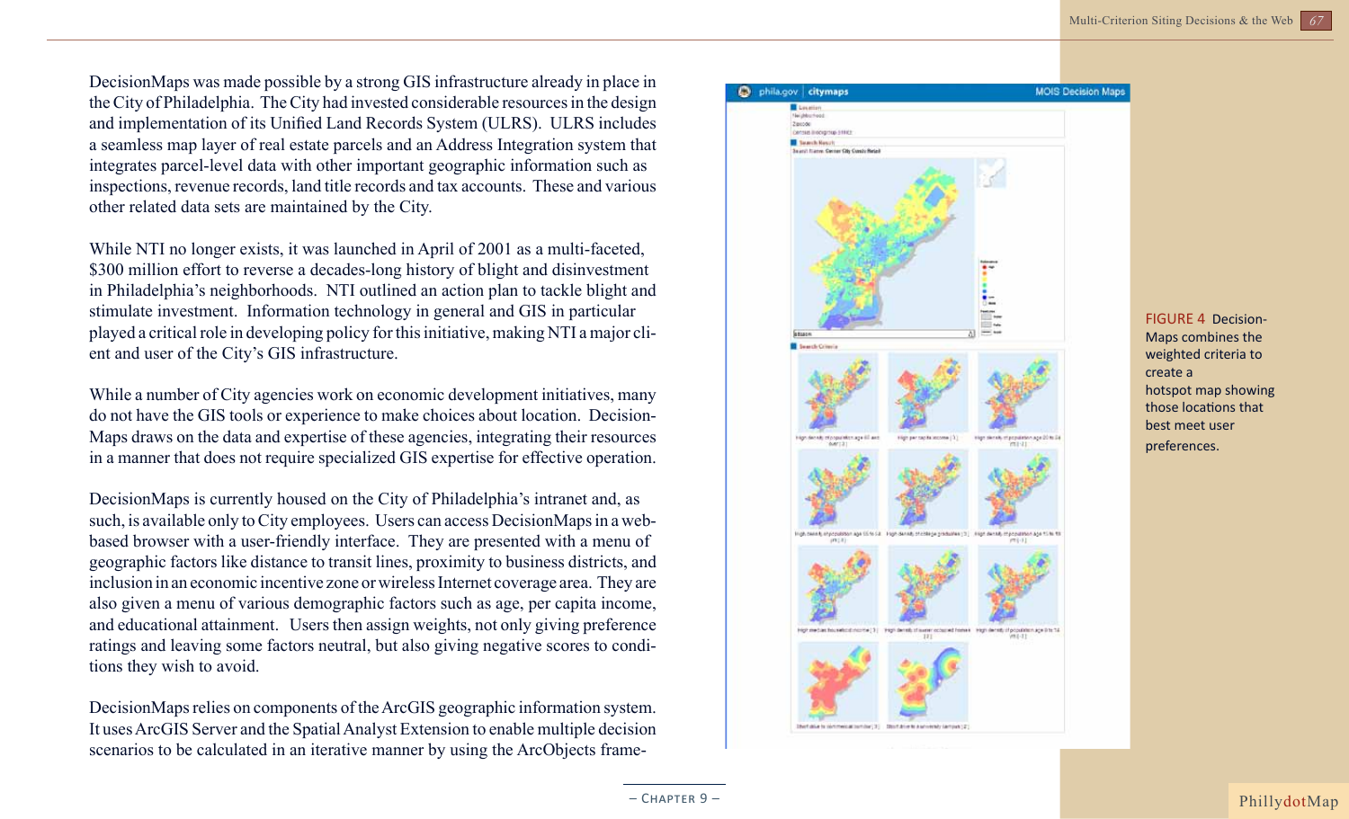DecisionMaps was made possible by a strong GIS infrastructure already in place in the City of Philadelphia. The City had invested considerable resources in the design and implementation of its Unified Land Records System (ULRS). ULRS includes a seamless map layer of real estate parcels and an Address Integration system that integrates parcel-level data with other important geographic information such as inspections, revenue records, land title records and tax accounts. These and various other related data sets are maintained by the City.

While NTI no longer exists, it was launched in April of 2001 as a multi-faceted, $300 million effort to reverse a decades-long history of blight and disinvestment in Philadelphia's neighborhoods. NTI outlined an action plan to tackle blight and stimulate investment. Information technology in general and GIS in particular played a critical role in developing policy for this initiative, making NTI a major client and user of the City's GIS infrastructure.

While a number of City agencies work on economic development initiatives, many do not have the GIS tools or experience to make choices about location. DecisionMaps draws on the data and expertise of these agencies, integrating their resources in a manner that does not require specialized GIS expertise for effective operation.

DecisionMaps is currently housed on the City of Philadelphia's intranet and, as such, is available only to City employees. Users can access DecisionMaps in a web-based browser with a user-friendly interface. They are presented with a menu of geographic factors like distance to transit lines, proximity to business districts, and inclusion in an economic incentive zone or wireless Internet coverage area. They are also given a menu of various demographic factors such as age, per capita income, and educational attainment. Users then assign weights, not only giving preference ratings and leaving some factors neutral, but also giving negative scores to conditions they wish to avoid.

DecisionMaps relies on components of the ArcGIS geographic information system. It uses ArcGIS Server and the Spatial Analyst Extension to enable multiple decision scenarios to be calculated in an iterative manner by using the ArcObjects frame-

FIGURE 4 DecisionMaps combines the weighted criteria to create a hotspot map showing those locations that best meet user preferences.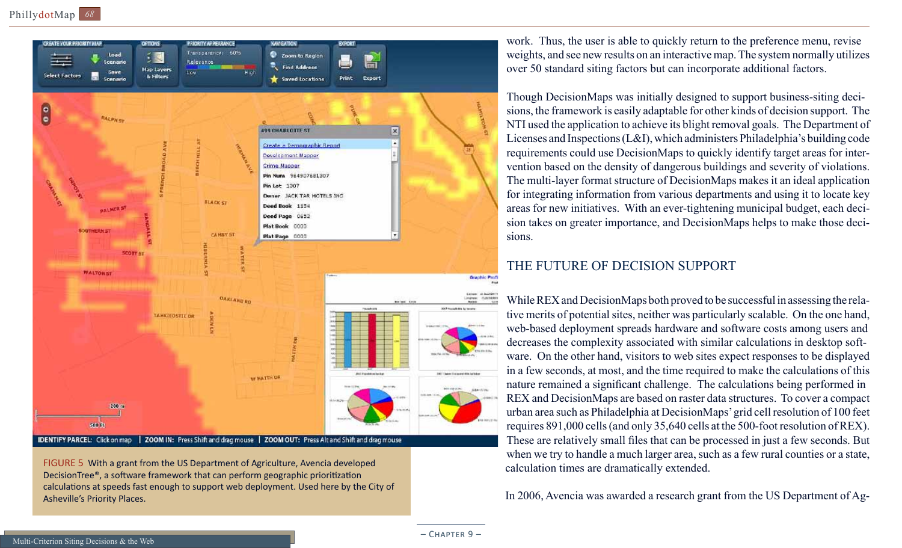work. Thus, the user is able to quickly return to the preference menu, revise weights, and see new results on an interactive map. The system normally utilizes over 50 standard siting factors but can incorporate additional factors.

Though DecisionMaps was initially designed to support business-siting decisions, the framework is easily adaptable for other kinds of decision support. The NTI used the application to achieve its blight removal goals. The Department of Licenses and Inspections (L&I), which administers Philadelphia's building code requirements could use DecisionMaps to quickly identify target areas for intervention based on the density of dangerous buildings and severity of violations. The multi-layer format structure of DecisionMaps makes it an ideal application for integrating information from various departments and using it to locate key areas for new initiatives. With an ever-tightening municipal budget, each decision takes on greater importance, and DecisionMaps helps to make those decisions.

FIGURE 5 With a grant from the US Department of Agriculture, Avencia developed DecisionTree®, a software framework that can perform geographic prioritization calculations at speeds fast enough to support web deployment. Used here by the City of Asheville's Priority Places.

## THE FUTURE OF DECISION SUPPORT

While REX and DecisionMaps both proved to be successful in assessing the relative merits of potential sites, neither was particularly scalable. On the one hand, web-based deployment spreads hardware and software costs among users and decreases the complexity associated with similar calculations in desktop software. On the other hand, visitors to web sites expect responses to be displayed in a few seconds, at most, and the time required to make the calculations of this nature remained a significant challenge. The calculations being performed in REX and DecisionMaps are based on raster data structures. To cover a compact urban area such as Philadelphia at DecisionMaps' grid cell resolution of 100 feet requires 891,000 cells (and only 35,640 cells at the 500-foot resolution of REX). These are relatively small files that can be processed in just a few seconds. But when we try to handle a much larger area, such as a few rural counties or a state, calculation times are dramatically extended.

In 2006, Avencia was awarded a research grant from the US Department of Ag-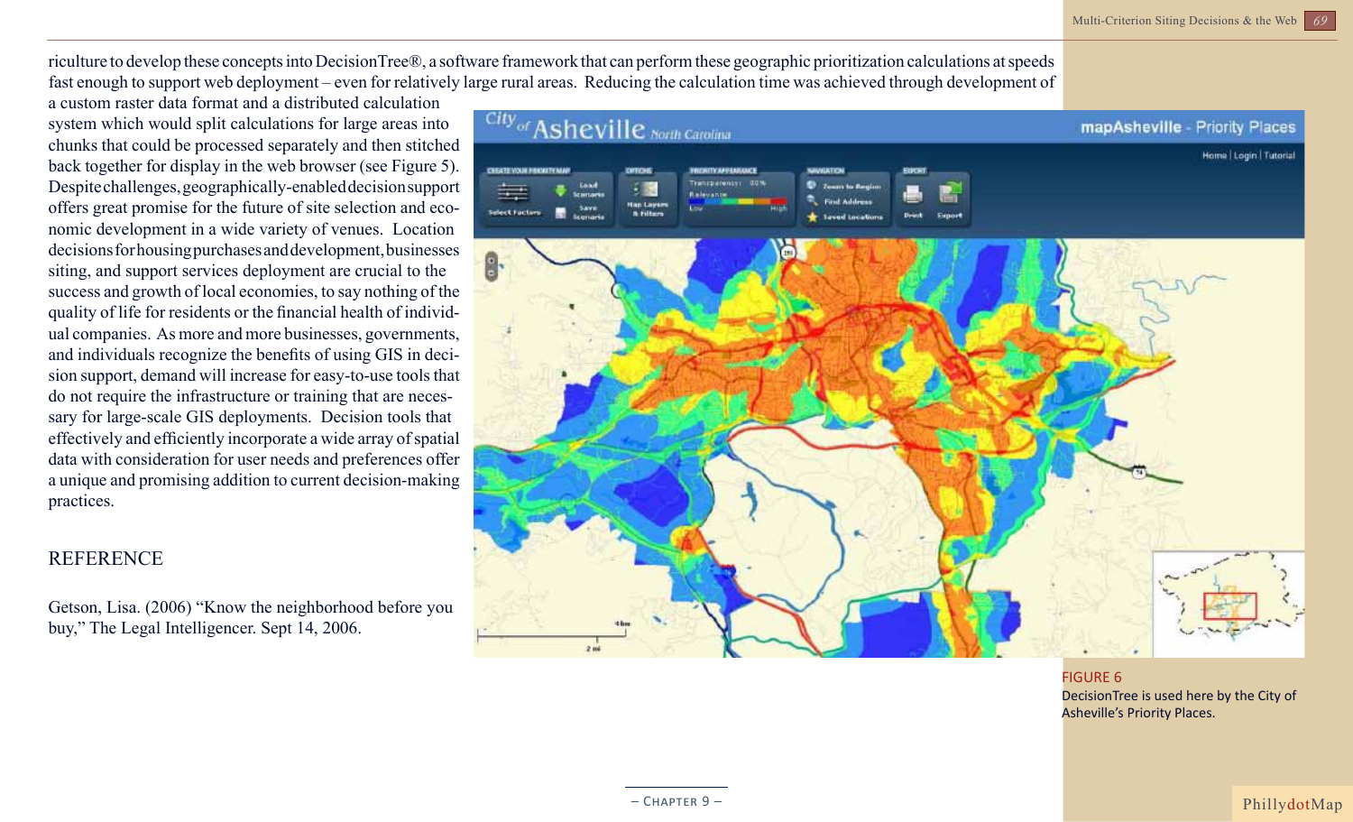riculture to develop these concepts into DecisionTree®, a software framework that can perform these geographic prioritization calculations at speeds fast enough to support web deployment – even for relatively large rural areas. Reducing the calculation time was achieved through development of a custom raster data format and a distributed calculation system which would split calculations for large areas into chunks that could be processed separately and then stitched back together for display in the web browser (see Figure 5). Despite challenges, geographically-enabled decision support offers great promise for the future of site selection and economic development in a wide variety of venues. Location decisions for housing purchases and development, businesses siting, and support services deployment are crucial to the success and growth of local economies, to say nothing of the quality of life for residents or the financial health of individual companies. As more and more businesses, governments, and individuals recognize the benefits of using GIS in decision support, demand will increase for easy-to-use tools that do not require the infrastructure or training that are necessary for large-scale GIS deployments. Decision tools that effectively and efficiently incorporate a wide array of spatial data with consideration for user needs and preferences offer a unique and promising addition to current decision-making practices.

## REFERENCE

Getson, Lisa. (2006) "Know the neighborhood before you buy," The Legal Intelligencer. Sept 14, 2006.

FIGURE 6
DecisionTree is used here by the City of Asheville's Priority Places.